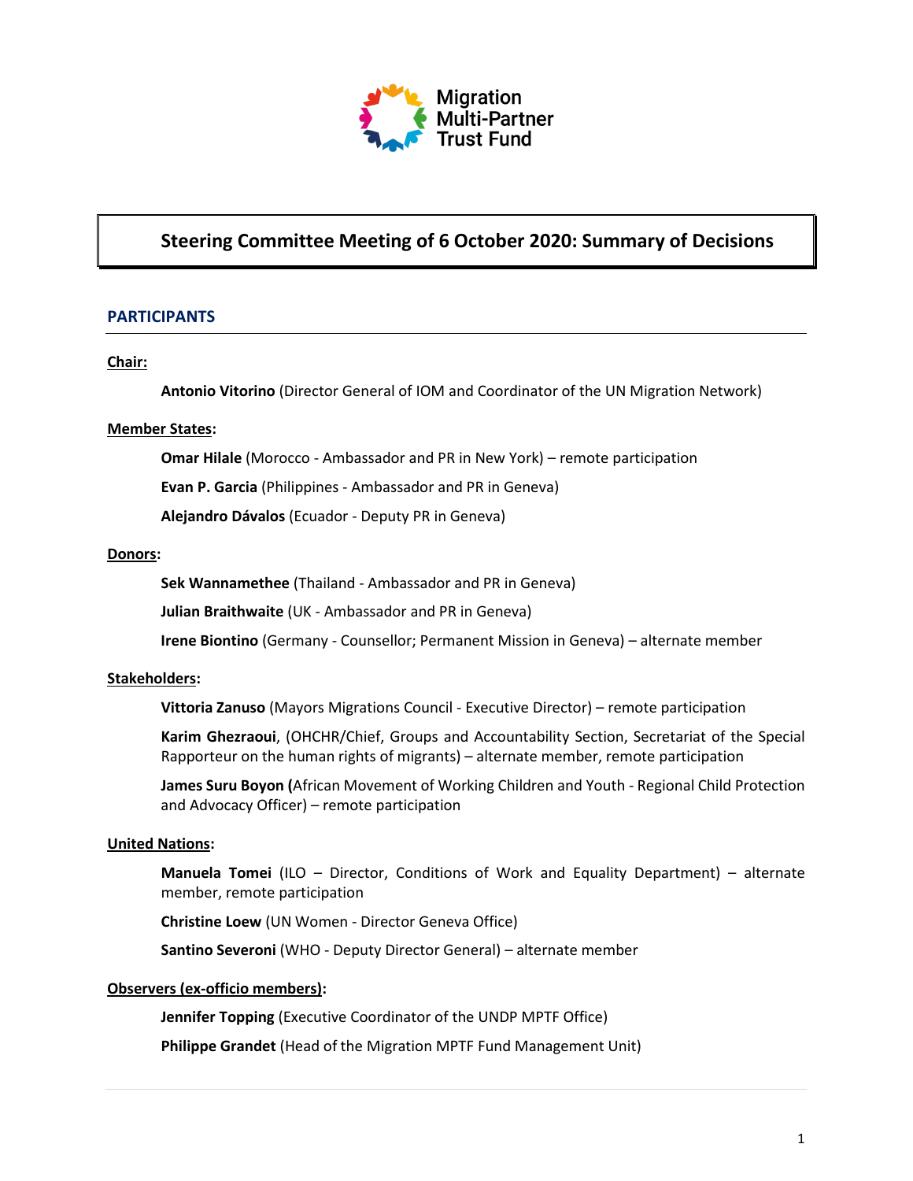Migration Multi-Partner Trust Fund

# Steering Committee Meeting of 6 October 2020: Summary of Decisions

## PARTICIPANTS

**Chair:**

**Antonio Vitorino** (Director General of IOM and Coordinator of the UN Migration Network)

**Member States:**

**Omar Hilale** (Morocco - Ambassador and PR in New York) – remote participation

**Evan P. Garcia** (Philippines - Ambassador and PR in Geneva)

**Alejandro Dávalos** (Ecuador - Deputy PR in Geneva)

**Donors:**

**Sek Wannamethee** (Thailand - Ambassador and PR in Geneva)

**Julian Braithwaite** (UK - Ambassador and PR in Geneva)

**Irene Biontino** (Germany - Counsellor; Permanent Mission in Geneva) – alternate member

**Stakeholders:**

**Vittoria Zanuso** (Mayors Migrations Council - Executive Director) – remote participation

**Karim Ghezraoui**, (OHCHR/Chief, Groups and Accountability Section, Secretariat of the Special Rapporteur on the human rights of migrants) – alternate member, remote participation

**James Suru Boyon (**African Movement of Working Children and Youth - Regional Child Protection and Advocacy Officer) – remote participation

**United Nations:**

**Manuela Tomei** (ILO – Director, Conditions of Work and Equality Department) – alternate member, remote participation

**Christine Loew** (UN Women - Director Geneva Office)

**Santino Severoni** (WHO - Deputy Director General) – alternate member

**Observers (ex-officio members):**

**Jennifer Topping** (Executive Coordinator of the UNDP MPTF Office)

**Philippe Grandet** (Head of the Migration MPTF Fund Management Unit)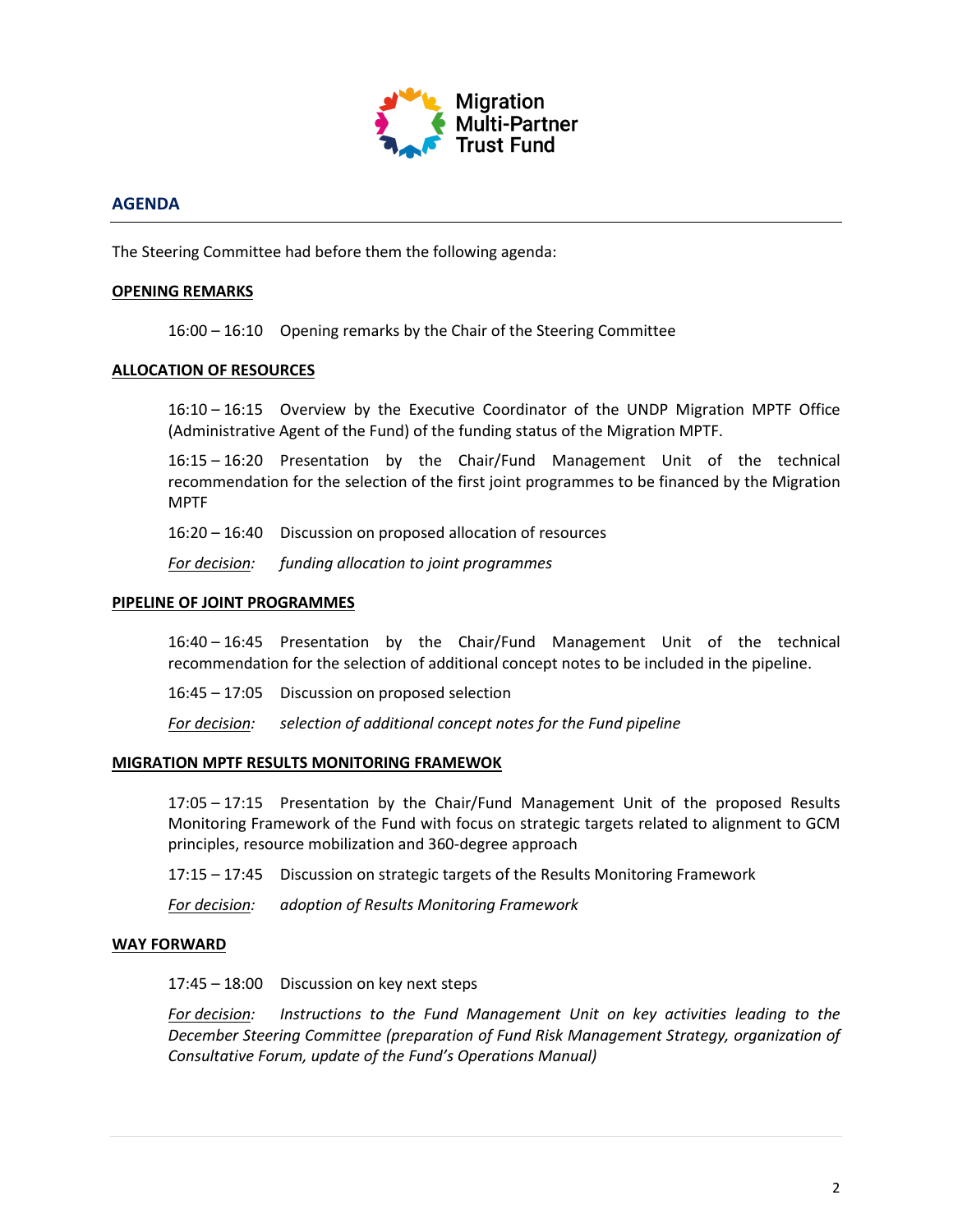## AGENDA

The Steering Committee had before them the following agenda:

**OPENING REMARKS**

16:00 – 16:10 Opening remarks by the Chair of the Steering Committee

**ALLOCATION OF RESOURCES**

16:10 – 16:15 Overview by the Executive Coordinator of the UNDP Migration MPTF Office (Administrative Agent of the Fund) of the funding status of the Migration MPTF.

16:15 – 16:20 Presentation by the Chair/Fund Management Unit of the technical recommendation for the selection of the first joint programmes to be financed by the Migration MPTF

16:20 – 16:40 Discussion on proposed allocation of resources

*For decision:* *funding allocation to joint programmes*

**PIPELINE OF JOINT PROGRAMMES**

16:40 – 16:45 Presentation by the Chair/Fund Management Unit of the technical recommendation for the selection of additional concept notes to be included in the pipeline.

16:45 – 17:05 Discussion on proposed selection

*For decision:* *selection of additional concept notes for the Fund pipeline*

**MIGRATION MPTF RESULTS MONITORING FRAMEWOK**

17:05 – 17:15 Presentation by the Chair/Fund Management Unit of the proposed Results Monitoring Framework of the Fund with focus on strategic targets related to alignment to GCM principles, resource mobilization and 360-degree approach

17:15 – 17:45 Discussion on strategic targets of the Results Monitoring Framework

*For decision:* *adoption of Results Monitoring Framework*

**WAY FORWARD**

17:45 – 18:00 Discussion on key next steps

*For decision:* *Instructions to the Fund Management Unit on key activities leading to the December Steering Committee (preparation of Fund Risk Management Strategy, organization of Consultative Forum, update of the Fund's Operations Manual)*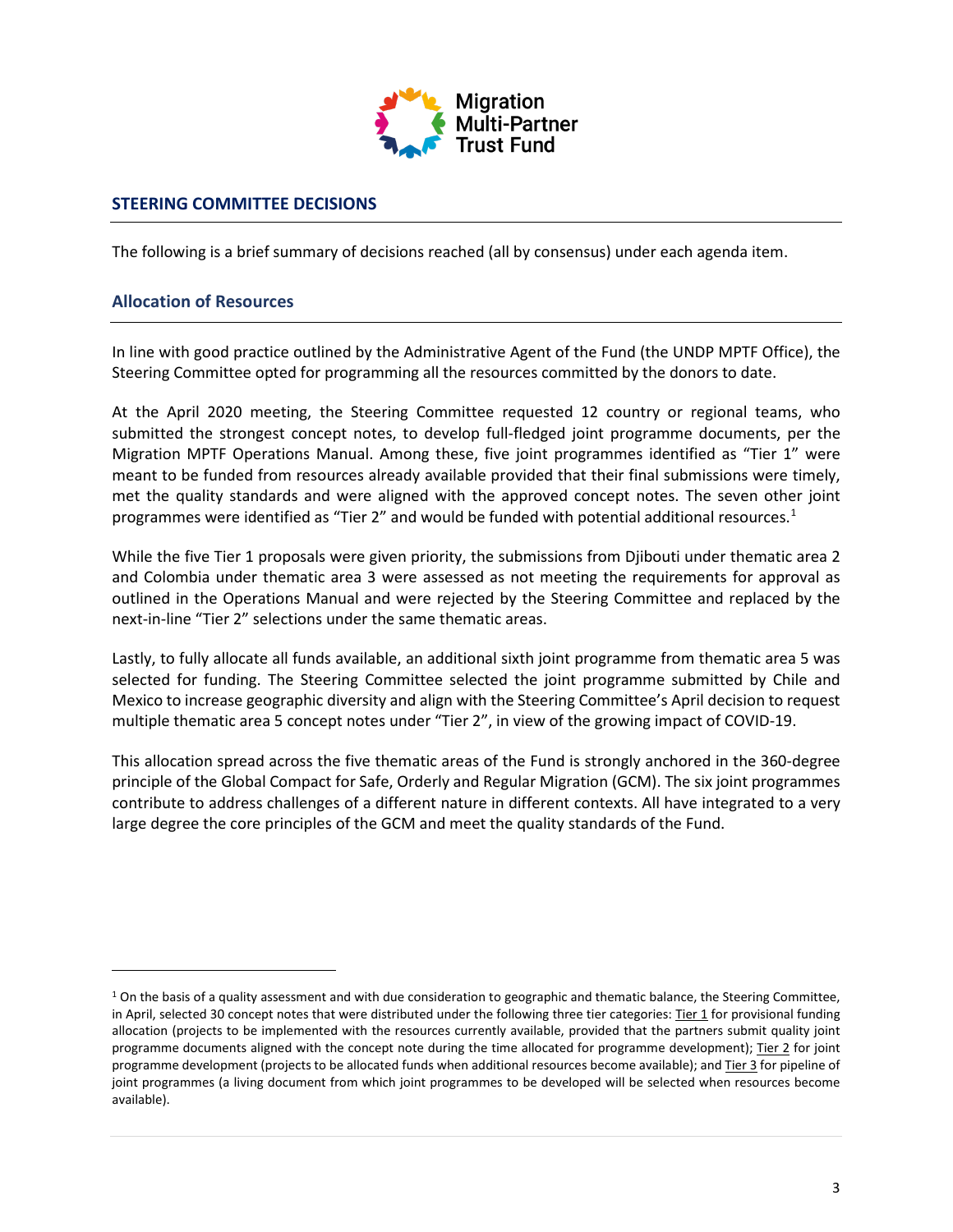Migration Multi-Partner Trust Fund

## STEERING COMMITTEE DECISIONS

The following is a brief summary of decisions reached (all by consensus) under each agenda item.

### Allocation of Resources

In line with good practice outlined by the Administrative Agent of the Fund (the UNDP MPTF Office), the Steering Committee opted for programming all the resources committed by the donors to date.

At the April 2020 meeting, the Steering Committee requested 12 country or regional teams, who submitted the strongest concept notes, to develop full-fledged joint programme documents, per the Migration MPTF Operations Manual. Among these, five joint programmes identified as "Tier 1" were meant to be funded from resources already available provided that their final submissions were timely, met the quality standards and were aligned with the approved concept notes. The seven other joint programmes were identified as "Tier 2" and would be funded with potential additional resources.[1]

While the five Tier 1 proposals were given priority, the submissions from Djibouti under thematic area 2 and Colombia under thematic area 3 were assessed as not meeting the requirements for approval as outlined in the Operations Manual and were rejected by the Steering Committee and replaced by the next-in-line "Tier 2" selections under the same thematic areas.

Lastly, to fully allocate all funds available, an additional sixth joint programme from thematic area 5 was selected for funding. The Steering Committee selected the joint programme submitted by Chile and Mexico to increase geographic diversity and align with the Steering Committee's April decision to request multiple thematic area 5 concept notes under "Tier 2", in view of the growing impact of COVID-19.

This allocation spread across the five thematic areas of the Fund is strongly anchored in the 360-degree principle of the Global Compact for Safe, Orderly and Regular Migration (GCM). The six joint programmes contribute to address challenges of a different nature in different contexts. All have integrated to a very large degree the core principles of the GCM and meet the quality standards of the Fund.

---

[1] On the basis of a quality assessment and with due consideration to geographic and thematic balance, the Steering Committee, in April, selected 30 concept notes that were distributed under the following three tier categories: Tier 1 for provisional funding allocation (projects to be implemented with the resources currently available, provided that the partners submit quality joint programme documents aligned with the concept note during the time allocated for programme development); Tier 2 for joint programme development (projects to be allocated funds when additional resources become available); and Tier 3 for pipeline of joint programmes (a living document from which joint programmes to be developed will be selected when resources become available).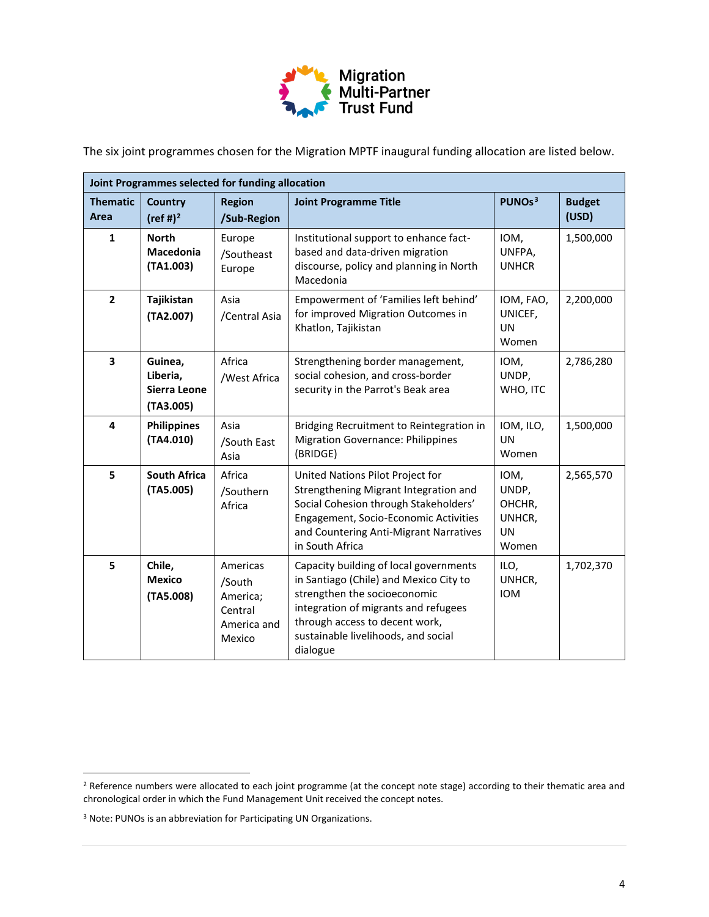The six joint programmes chosen for the Migration MPTF inaugural funding allocation are listed below.

| Joint Programmes selected for funding allocation | | | | | |
|---|---|---|---|---|---|
| **Thematic Area** | **Country (ref #)[2]** | **Region /Sub-Region** | **Joint Programme Title** | **PUNOs[3]** | **Budget (USD)** |
| **1** | **North Macedonia (TA1.003)** | Europe /Southeast Europe | Institutional support to enhance fact-based and data-driven migration discourse, policy and planning in North Macedonia | IOM, UNFPA, UNHCR | 1,500,000 |
| **2** | **Tajikistan (TA2.007)** | Asia /Central Asia | Empowerment of 'Families left behind' for improved Migration Outcomes in Khatlon, Tajikistan | IOM, FAO, UNICEF, UN Women | 2,200,000 |
| **3** | **Guinea, Liberia, Sierra Leone (TA3.005)** | Africa /West Africa | Strengthening border management, social cohesion, and cross-border security in the Parrot's Beak area | IOM, UNDP, WHO, ITC | 2,786,280 |
| **4** | **Philippines (TA4.010)** | Asia /South East Asia | Bridging Recruitment to Reintegration in Migration Governance: Philippines (BRIDGE) | IOM, ILO, UN Women | 1,500,000 |
| **5** | **South Africa (TA5.005)** | Africa /Southern Africa | United Nations Pilot Project for Strengthening Migrant Integration and Social Cohesion through Stakeholders' Engagement, Socio-Economic Activities and Countering Anti-Migrant Narratives in South Africa | IOM, UNDP, OHCHR, UNHCR, UN Women | 2,565,570 |
| **5** | **Chile, Mexico (TA5.008)** | Americas /South America; Central America and Mexico | Capacity building of local governments in Santiago (Chile) and Mexico City to strengthen the socioeconomic integration of migrants and refugees through access to decent work, sustainable livelihoods, and social dialogue | ILO, UNHCR, IOM | 1,702,370 |

[2] Reference numbers were allocated to each joint programme (at the concept note stage) according to their thematic area and chronological order in which the Fund Management Unit received the concept notes.

[3] Note: PUNOs is an abbreviation for Participating UN Organizations.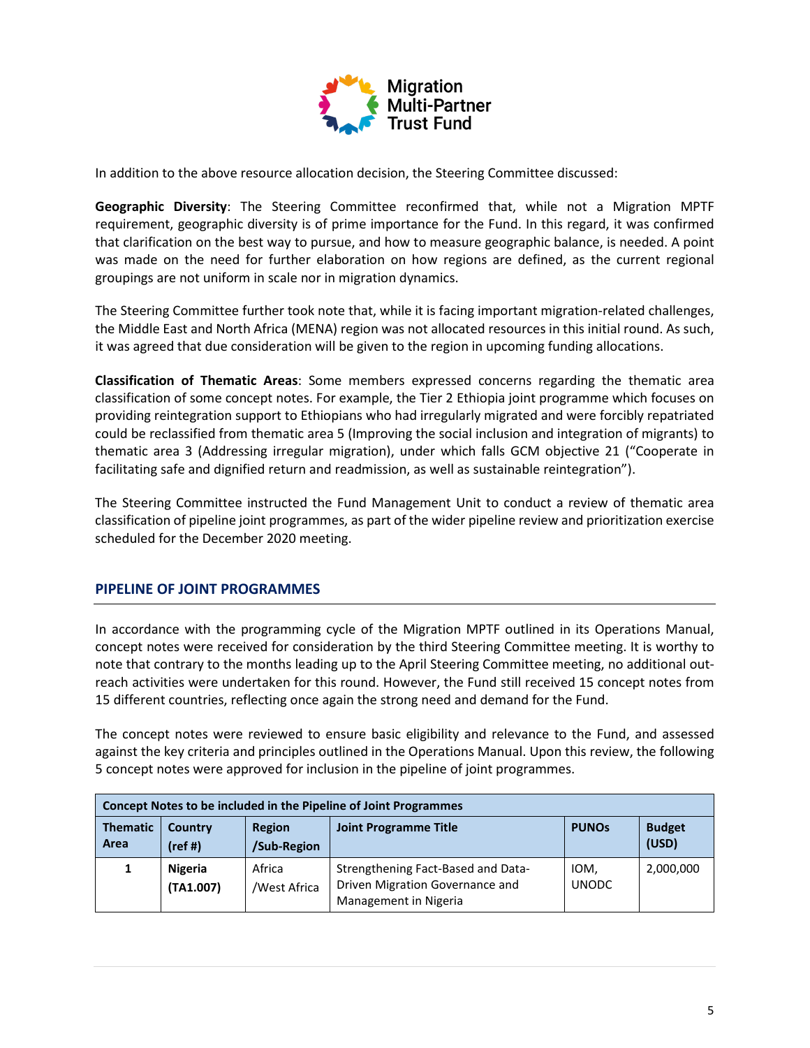In addition to the above resource allocation decision, the Steering Committee discussed:

**Geographic Diversity**: The Steering Committee reconfirmed that, while not a Migration MPTF requirement, geographic diversity is of prime importance for the Fund. In this regard, it was confirmed that clarification on the best way to pursue, and how to measure geographic balance, is needed. A point was made on the need for further elaboration on how regions are defined, as the current regional groupings are not uniform in scale nor in migration dynamics.

The Steering Committee further took note that, while it is facing important migration-related challenges, the Middle East and North Africa (MENA) region was not allocated resources in this initial round. As such, it was agreed that due consideration will be given to the region in upcoming funding allocations.

**Classification of Thematic Areas**: Some members expressed concerns regarding the thematic area classification of some concept notes. For example, the Tier 2 Ethiopia joint programme which focuses on providing reintegration support to Ethiopians who had irregularly migrated and were forcibly repatriated could be reclassified from thematic area 5 (Improving the social inclusion and integration of migrants) to thematic area 3 (Addressing irregular migration), under which falls GCM objective 21 ("Cooperate in facilitating safe and dignified return and readmission, as well as sustainable reintegration").

The Steering Committee instructed the Fund Management Unit to conduct a review of thematic area classification of pipeline joint programmes, as part of the wider pipeline review and prioritization exercise scheduled for the December 2020 meeting.

## PIPELINE OF JOINT PROGRAMMES

In accordance with the programming cycle of the Migration MPTF outlined in its Operations Manual, concept notes were received for consideration by the third Steering Committee meeting. It is worthy to note that contrary to the months leading up to the April Steering Committee meeting, no additional out-reach activities were undertaken for this round. However, the Fund still received 15 concept notes from 15 different countries, reflecting once again the strong need and demand for the Fund.

The concept notes were reviewed to ensure basic eligibility and relevance to the Fund, and assessed against the key criteria and principles outlined in the Operations Manual. Upon this review, the following 5 concept notes were approved for inclusion in the pipeline of joint programmes.

| **Concept Notes to be included in the Pipeline of Joint Programmes** | | | | | |
|---|---|---|---|---|---|
| **Thematic Area** | **Country (ref #)** | **Region /Sub-Region** | **Joint Programme Title** | **PUNOs** | **Budget (USD)** |
| **1** | **Nigeria (TA1.007)** | Africa /West Africa | Strengthening Fact-Based and Data-Driven Migration Governance and Management in Nigeria | IOM, UNODC | 2,000,000 |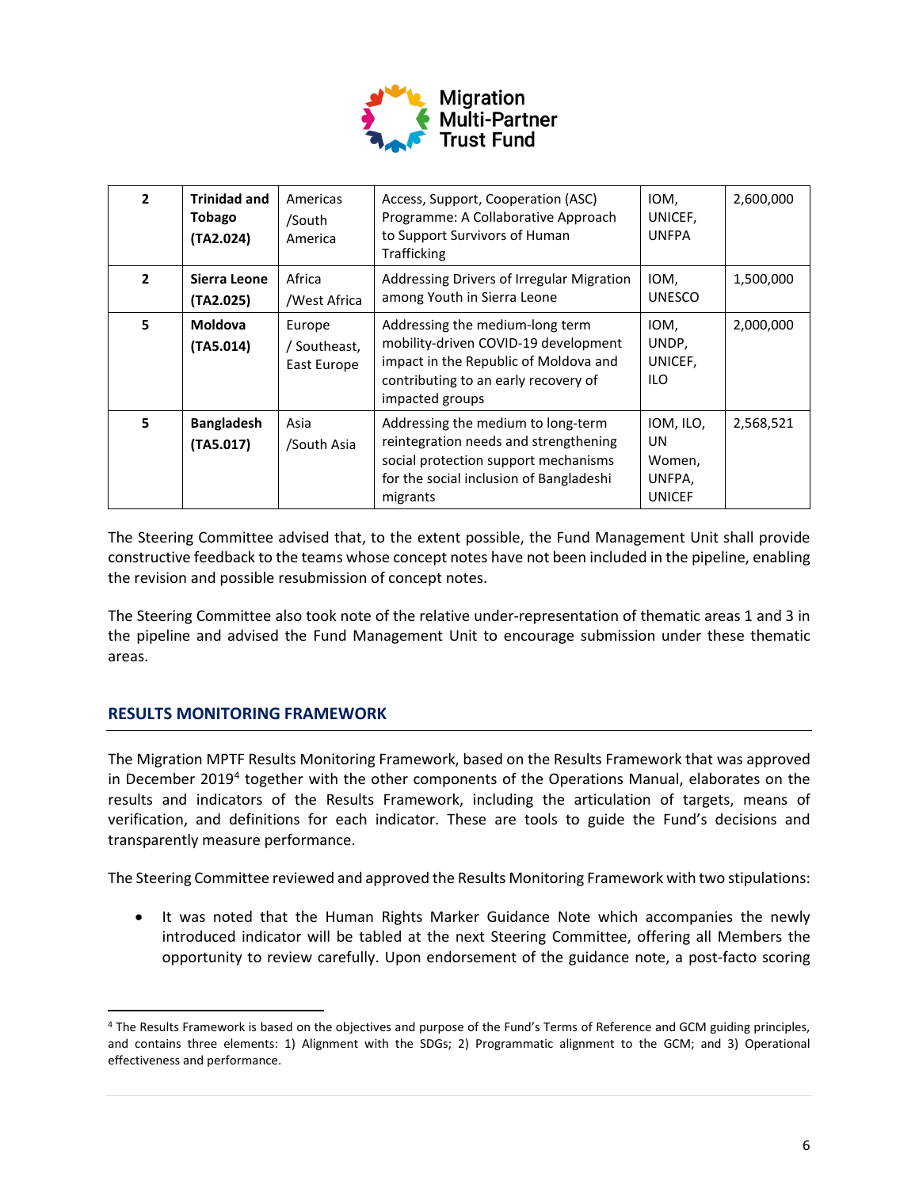| 2 | **Trinidad and Tobago (TA2.024)** | Americas /South America | Access, Support, Cooperation (ASC) Programme: A Collaborative Approach to Support Survivors of Human Trafficking | IOM, UNICEF, UNFPA | 2,600,000 |
|---|---|---|---|---|---|
| 2 | **Sierra Leone (TA2.025)** | Africa /West Africa | Addressing Drivers of Irregular Migration among Youth in Sierra Leone | IOM, UNESCO | 1,500,000 |
| 5 | **Moldova (TA5.014)** | Europe / Southeast, East Europe | Addressing the medium-long term mobility-driven COVID-19 development impact in the Republic of Moldova and contributing to an early recovery of impacted groups | IOM, UNDP, UNICEF, ILO | 2,000,000 |
| 5 | **Bangladesh (TA5.017)** | Asia /South Asia | Addressing the medium to long-term reintegration needs and strengthening social protection support mechanisms for the social inclusion of Bangladeshi migrants | IOM, ILO, UN Women, UNFPA, UNICEF | 2,568,521 |

The Steering Committee advised that, to the extent possible, the Fund Management Unit shall provide constructive feedback to the teams whose concept notes have not been included in the pipeline, enabling the revision and possible resubmission of concept notes.

The Steering Committee also took note of the relative under-representation of thematic areas 1 and 3 in the pipeline and advised the Fund Management Unit to encourage submission under these thematic areas.

## RESULTS MONITORING FRAMEWORK

The Migration MPTF Results Monitoring Framework, based on the Results Framework that was approved in December 2019[4] together with the other components of the Operations Manual, elaborates on the results and indicators of the Results Framework, including the articulation of targets, means of verification, and definitions for each indicator. These are tools to guide the Fund's decisions and transparently measure performance.

The Steering Committee reviewed and approved the Results Monitoring Framework with two stipulations:

- It was noted that the Human Rights Marker Guidance Note which accompanies the newly introduced indicator will be tabled at the next Steering Committee, offering all Members the opportunity to review carefully. Upon endorsement of the guidance note, a post-facto scoring

[4] The Results Framework is based on the objectives and purpose of the Fund's Terms of Reference and GCM guiding principles, and contains three elements: 1) Alignment with the SDGs; 2) Programmatic alignment to the GCM; and 3) Operational effectiveness and performance.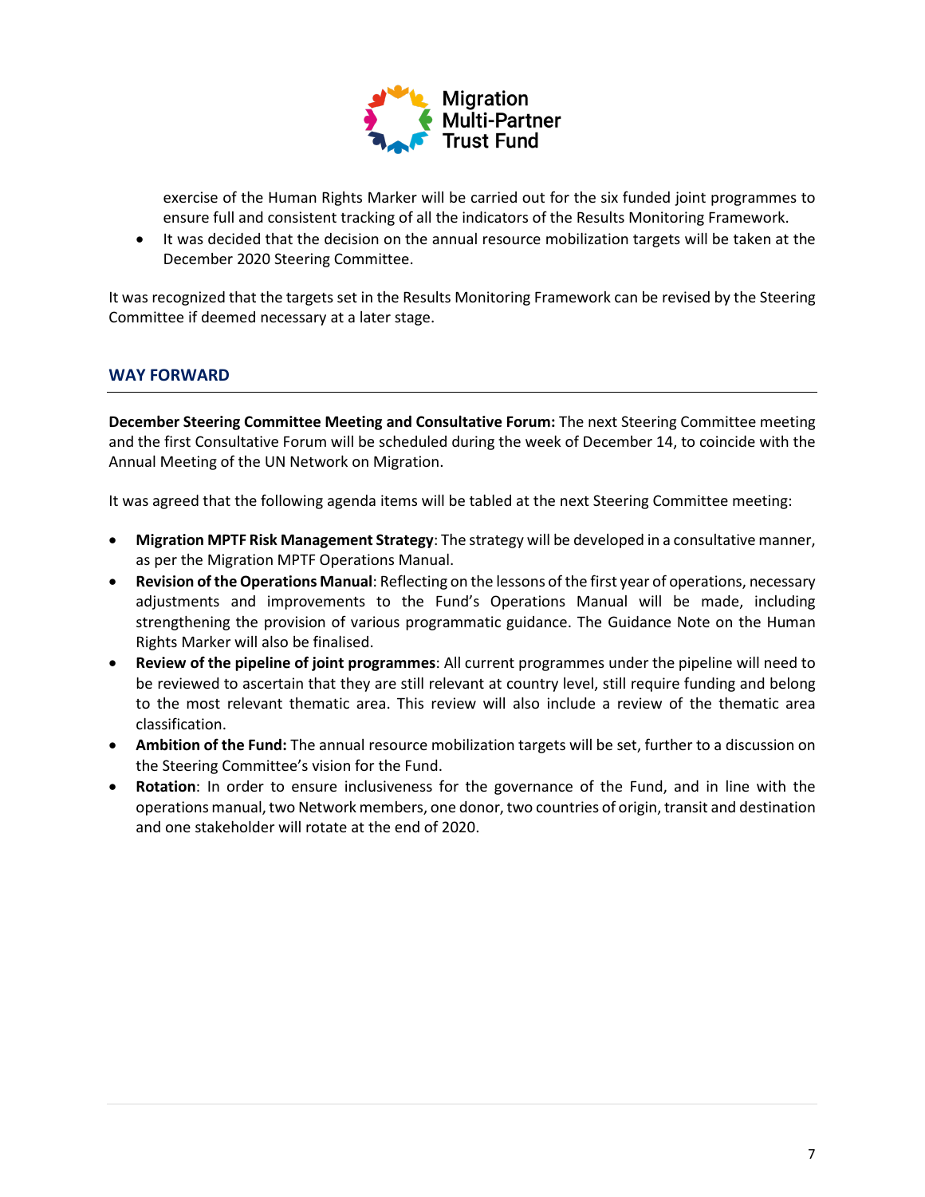exercise of the Human Rights Marker will be carried out for the six funded joint programmes to ensure full and consistent tracking of all the indicators of the Results Monitoring Framework.

- It was decided that the decision on the annual resource mobilization targets will be taken at the December 2020 Steering Committee.

It was recognized that the targets set in the Results Monitoring Framework can be revised by the Steering Committee if deemed necessary at a later stage.

## WAY FORWARD

**December Steering Committee Meeting and Consultative Forum:** The next Steering Committee meeting and the first Consultative Forum will be scheduled during the week of December 14, to coincide with the Annual Meeting of the UN Network on Migration.

It was agreed that the following agenda items will be tabled at the next Steering Committee meeting:

- **Migration MPTF Risk Management Strategy**: The strategy will be developed in a consultative manner, as per the Migration MPTF Operations Manual.
- **Revision of the Operations Manual**: Reflecting on the lessons of the first year of operations, necessary adjustments and improvements to the Fund's Operations Manual will be made, including strengthening the provision of various programmatic guidance. The Guidance Note on the Human Rights Marker will also be finalised.
- **Review of the pipeline of joint programmes**: All current programmes under the pipeline will need to be reviewed to ascertain that they are still relevant at country level, still require funding and belong to the most relevant thematic area. This review will also include a review of the thematic area classification.
- **Ambition of the Fund:** The annual resource mobilization targets will be set, further to a discussion on the Steering Committee's vision for the Fund.
- **Rotation**: In order to ensure inclusiveness for the governance of the Fund, and in line with the operations manual, two Network members, one donor, two countries of origin, transit and destination and one stakeholder will rotate at the end of 2020.